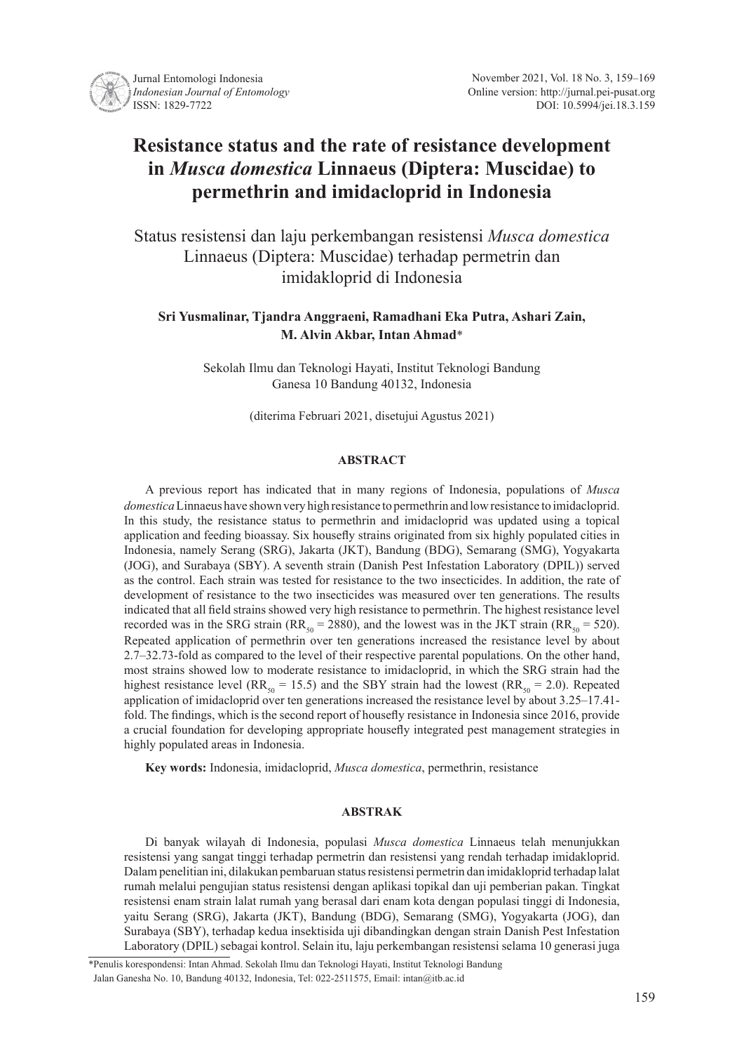# Resistance status and the rate of resistance development in *Musca domestica* Linnaeus (Diptera: Muscidae) to permethrin and imidacloprid in Indonesia

Status resistensi dan laju perkembangan resistensi *Musca domestica* Linnaeus (Diptera: Muscidae) terhadap permetrin dan imidakloprid di Indonesia

**Sri Yusmalinar, Tjandra Anggraeni, Ramadhani Eka Putra, Ashari Zain, M. Alvin Akbar, Intan Ahmad***

Sekolah Ilmu dan Teknologi Hayati, Institut Teknologi Bandung
Ganesa 10 Bandung 40132, Indonesia

(diterima Februari 2021, disetujui Agustus 2021)

## ABSTRACT

A previous report has indicated that in many regions of Indonesia, populations of *Musca domestica* Linnaeus have shown very high resistance to permethrin and low resistance to imidacloprid. In this study, the resistance status to permethrin and imidacloprid was updated using a topical application and feeding bioassay. Six housefly strains originated from six highly populated cities in Indonesia, namely Serang (SRG), Jakarta (JKT), Bandung (BDG), Semarang (SMG), Yogyakarta (JOG), and Surabaya (SBY). A seventh strain (Danish Pest Infestation Laboratory (DPIL)) served as the control. Each strain was tested for resistance to the two insecticides. In addition, the rate of development of resistance to the two insecticides was measured over ten generations. The results indicated that all field strains showed very high resistance to permethrin. The highest resistance level recorded was in the SRG strain ($RR_{50}$ = 2880), and the lowest was in the JKT strain ($RR_{50}$ = 520). Repeated application of permethrin over ten generations increased the resistance level by about 2.7–32.73-fold as compared to the level of their respective parental populations. On the other hand, most strains showed low to moderate resistance to imidacloprid, in which the SRG strain had the highest resistance level ($RR_{50}$ = 15.5) and the SBY strain had the lowest ($RR_{50}$ = 2.0). Repeated application of imidacloprid over ten generations increased the resistance level by about 3.25–17.41-fold. The findings, which is the second report of housefly resistance in Indonesia since 2016, provide a crucial foundation for developing appropriate housefly integrated pest management strategies in highly populated areas in Indonesia.

**Key words:** Indonesia, imidacloprid, *Musca domestica*, permethrin, resistance

## ABSTRAK

Di banyak wilayah di Indonesia, populasi *Musca domestica* Linnaeus telah menunjukkan resistensi yang sangat tinggi terhadap permetrin dan resistensi yang rendah terhadap imidakloprid. Dalam penelitian ini, dilakukan pembaruan status resistensi permetrin dan imidakloprid terhadap lalat rumah melalui pengujian status resistensi dengan aplikasi topikal dan uji pemberian pakan. Tingkat resistensi enam strain lalat rumah yang berasal dari enam kota dengan populasi tinggi di Indonesia, yaitu Serang (SRG), Jakarta (JKT), Bandung (BDG), Semarang (SMG), Yogyakarta (JOG), dan Surabaya (SBY), terhadap kedua insektisida uji dibandingkan dengan strain Danish Pest Infestation Laboratory (DPIL) sebagai kontrol. Selain itu, laju perkembangan resistensi selama 10 generasi juga

*Penulis korespondensi: Intan Ahmad. Sekolah Ilmu dan Teknologi Hayati, Institut Teknologi Bandung
Jalan Ganesha No. 10, Bandung 40132, Indonesia, Tel: 022-2511575, Email: intan@itb.ac.id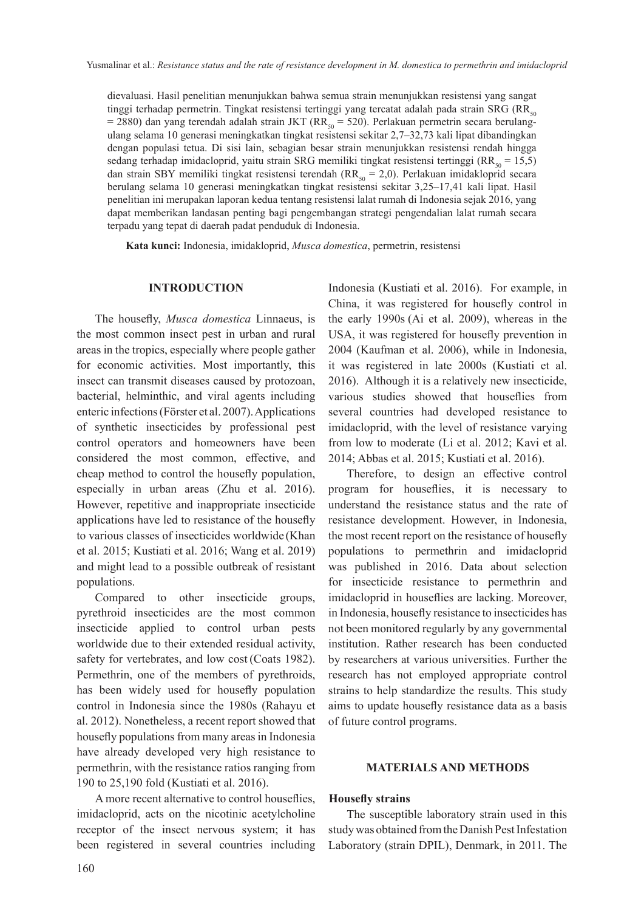dievaluasi. Hasil penelitian menunjukkan bahwa semua strain menunjukkan resistensi yang sangat tinggi terhadap permetrin. Tingkat resistensi tertinggi yang tercatat adalah pada strain SRG ($RR_{50}$ = 2880) dan yang terendah adalah strain JKT ($RR_{50}$ = 520). Perlakuan permetrin secara berulang-ulang selama 10 generasi meningkatkan tingkat resistensi sekitar 2,7–32,73 kali lipat dibandingkan dengan populasi tetua. Di sisi lain, sebagian besar strain menunjukkan resistensi rendah hingga sedang terhadap imidacloprid, yaitu strain SRG memiliki tingkat resistensi tertinggi ($RR_{50}$ = 15,5) dan strain SBY memiliki tingkat resistensi terendah ($RR_{50}$ = 2,0). Perlakuan imidakloprid secara berulang selama 10 generasi meningkatkan tingkat resistensi sekitar 3,25–17,41 kali lipat. Hasil penelitian ini merupakan laporan kedua tentang resistensi lalat rumah di Indonesia sejak 2016, yang dapat memberikan landasan penting bagi pengembangan strategi pengendalian lalat rumah secara terpadu yang tepat di daerah padat penduduk di Indonesia.

**Kata kunci:** Indonesia, imidakloprid, *Musca domestica*, permetrin, resistensi

## INTRODUCTION

The housefly, *Musca domestica* Linnaeus, is the most common insect pest in urban and rural areas in the tropics, especially where people gather for economic activities. Most importantly, this insect can transmit diseases caused by protozoan, bacterial, helminthic, and viral agents including enteric infections (Förster et al. 2007). Applications of synthetic insecticides by professional pest control operators and homeowners have been considered the most common, effective, and cheap method to control the housefly population, especially in urban areas (Zhu et al. 2016). However, repetitive and inappropriate insecticide applications have led to resistance of the housefly to various classes of insecticides worldwide (Khan et al. 2015; Kustiati et al. 2016; Wang et al. 2019) and might lead to a possible outbreak of resistant populations.

Compared to other insecticide groups, pyrethroid insecticides are the most common insecticide applied to control urban pests worldwide due to their extended residual activity, safety for vertebrates, and low cost (Coats 1982). Permethrin, one of the members of pyrethroids, has been widely used for housefly population control in Indonesia since the 1980s (Rahayu et al. 2012). Nonetheless, a recent report showed that housefly populations from many areas in Indonesia have already developed very high resistance to permethrin, with the resistance ratios ranging from 190 to 25,190 fold (Kustiati et al. 2016).

A more recent alternative to control houseflies, imidacloprid, acts on the nicotinic acetylcholine receptor of the insect nervous system; it has been registered in several countries including Indonesia (Kustiati et al. 2016). For example, in China, it was registered for housefly control in the early 1990s (Ai et al. 2009), whereas in the USA, it was registered for housefly prevention in 2004 (Kaufman et al. 2006), while in Indonesia, it was registered in late 2000s (Kustiati et al. 2016). Although it is a relatively new insecticide, various studies showed that houseflies from several countries had developed resistance to imidacloprid, with the level of resistance varying from low to moderate (Li et al. 2012; Kavi et al. 2014; Abbas et al. 2015; Kustiati et al. 2016).

Therefore, to design an effective control program for houseflies, it is necessary to understand the resistance status and the rate of resistance development. However, in Indonesia, the most recent report on the resistance of housefly populations to permethrin and imidacloprid was published in 2016. Data about selection for insecticide resistance to permethrin and imidacloprid in houseflies are lacking. Moreover, in Indonesia, housefly resistance to insecticides has not been monitored regularly by any governmental institution. Rather research has been conducted by researchers at various universities. Further the research has not employed appropriate control strains to help standardize the results. This study aims to update housefly resistance data as a basis of future control programs.

## MATERIALS AND METHODS

### Housefly strains

The susceptible laboratory strain used in this study was obtained from the Danish Pest Infestation Laboratory (strain DPIL), Denmark, in 2011. The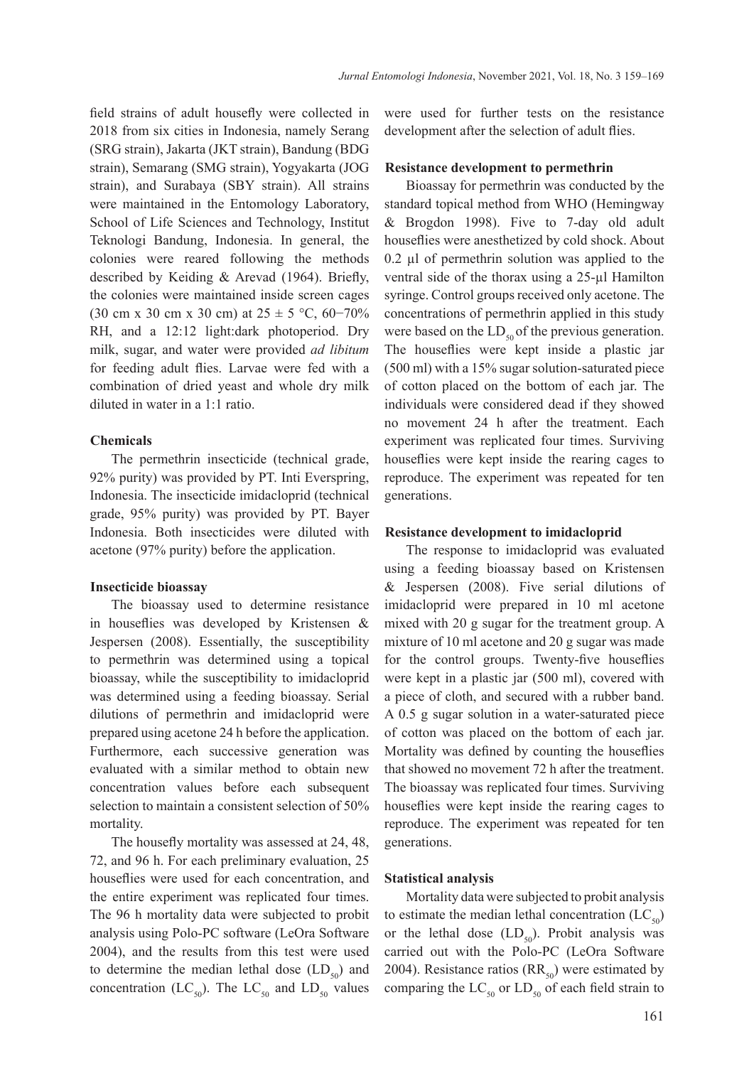field strains of adult housefly were collected in 2018 from six cities in Indonesia, namely Serang (SRG strain), Jakarta (JKT strain), Bandung (BDG strain), Semarang (SMG strain), Yogyakarta (JOG strain), and Surabaya (SBY strain). All strains were maintained in the Entomology Laboratory, School of Life Sciences and Technology, Institut Teknologi Bandung, Indonesia. In general, the colonies were reared following the methods described by Keiding & Arevad (1964). Briefly, the colonies were maintained inside screen cages (30 cm x 30 cm x 30 cm) at 25 ± 5 °C, 60−70% RH, and a 12:12 light:dark photoperiod. Dry milk, sugar, and water were provided *ad libitum* for feeding adult flies. Larvae were fed with a combination of dried yeast and whole dry milk diluted in water in a 1:1 ratio.

### Chemicals

The permethrin insecticide (technical grade, 92% purity) was provided by PT. Inti Everspring, Indonesia. The insecticide imidacloprid (technical grade, 95% purity) was provided by PT. Bayer Indonesia. Both insecticides were diluted with acetone (97% purity) before the application.

### Insecticide bioassay

The bioassay used to determine resistance in houseflies was developed by Kristensen & Jespersen (2008). Essentially, the susceptibility to permethrin was determined using a topical bioassay, while the susceptibility to imidacloprid was determined using a feeding bioassay. Serial dilutions of permethrin and imidacloprid were prepared using acetone 24 h before the application. Furthermore, each successive generation was evaluated with a similar method to obtain new concentration values before each subsequent selection to maintain a consistent selection of 50% mortality.

The housefly mortality was assessed at 24, 48, 72, and 96 h. For each preliminary evaluation, 25 houseflies were used for each concentration, and the entire experiment was replicated four times. The 96 h mortality data were subjected to probit analysis using Polo-PC software (LeOra Software 2004), and the results from this test were used to determine the median lethal dose ($LD_{50}$) and concentration ($LC_{50}$). The $LC_{50}$ and $LD_{50}$ values were used for further tests on the resistance development after the selection of adult flies.

### Resistance development to permethrin

Bioassay for permethrin was conducted by the standard topical method from WHO (Hemingway & Brogdon 1998). Five to 7-day old adult houseflies were anesthetized by cold shock. About 0.2 µl of permethrin solution was applied to the ventral side of the thorax using a 25-µl Hamilton syringe. Control groups received only acetone. The concentrations of permethrin applied in this study were based on the $LD_{50}$ of the previous generation. The houseflies were kept inside a plastic jar (500 ml) with a 15% sugar solution-saturated piece of cotton placed on the bottom of each jar. The individuals were considered dead if they showed no movement 24 h after the treatment. Each experiment was replicated four times. Surviving houseflies were kept inside the rearing cages to reproduce. The experiment was repeated for ten generations.

### Resistance development to imidacloprid

The response to imidacloprid was evaluated using a feeding bioassay based on Kristensen & Jespersen (2008). Five serial dilutions of imidacloprid were prepared in 10 ml acetone mixed with 20 g sugar for the treatment group. A mixture of 10 ml acetone and 20 g sugar was made for the control groups. Twenty-five houseflies were kept in a plastic jar (500 ml), covered with a piece of cloth, and secured with a rubber band. A 0.5 g sugar solution in a water-saturated piece of cotton was placed on the bottom of each jar. Mortality was defined by counting the houseflies that showed no movement 72 h after the treatment. The bioassay was replicated four times. Surviving houseflies were kept inside the rearing cages to reproduce. The experiment was repeated for ten generations.

### Statistical analysis

Mortality data were subjected to probit analysis to estimate the median lethal concentration ($LC_{50}$) or the lethal dose ($LD_{50}$). Probit analysis was carried out with the Polo-PC (LeOra Software 2004). Resistance ratios ($RR_{50}$) were estimated by comparing the $LC_{50}$ or $LD_{50}$ of each field strain to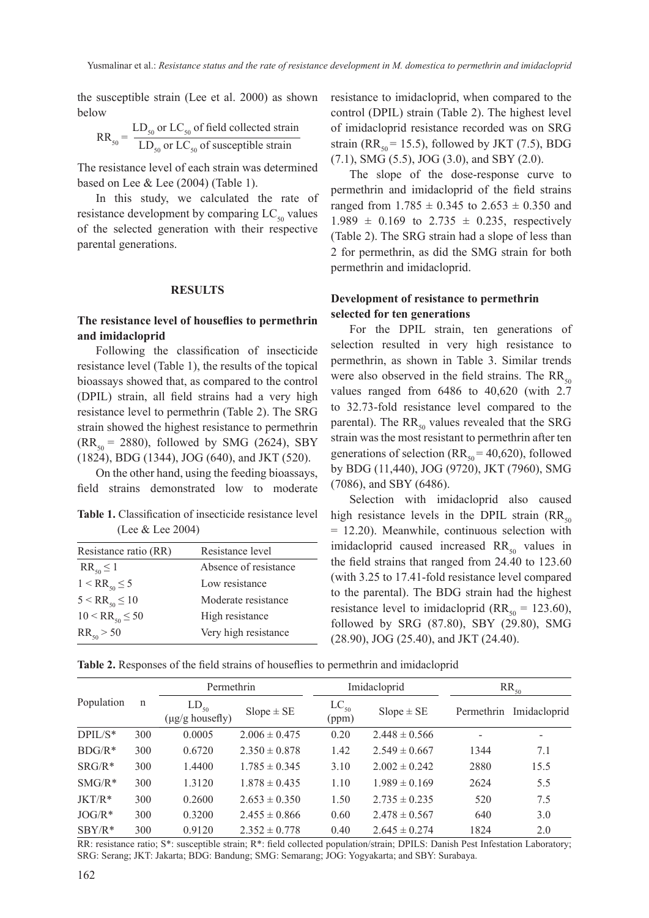the susceptible strain (Lee et al. 2000) as shown below

$$RR_{50} = \frac{LD_{50} \text{ or } LC_{50} \text{ of field collected strain}}{LD_{50} \text{ or } LC_{50} \text{ of susceptible strain}}$$

The resistance level of each strain was determined based on Lee & Lee (2004) (Table 1).

In this study, we calculated the rate of resistance development by comparing $LC_{50}$ values of the selected generation with their respective parental generations.

## RESULTS

### The resistance level of houseflies to permethrin and imidacloprid

Following the classification of insecticide resistance level (Table 1), the results of the topical bioassays showed that, as compared to the control (DPIL) strain, all field strains had a very high resistance level to permethrin (Table 2). The SRG strain showed the highest resistance to permethrin ($RR_{50}$ = 2880), followed by SMG (2624), SBY (1824), BDG (1344), JOG (640), and JKT (520).

On the other hand, using the feeding bioassays, field strains demonstrated low to moderate resistance to imidacloprid, when compared to the control (DPIL) strain (Table 2). The highest level of imidacloprid resistance recorded was on SRG strain ($RR_{50}$ = 15.5), followed by JKT (7.5), BDG (7.1), SMG (5.5), JOG (3.0), and SBY (2.0).

The slope of the dose-response curve to permethrin and imidacloprid of the field strains ranged from 1.785 ± 0.345 to 2.653 ± 0.350 and 1.989 ± 0.169 to 2.735 ± 0.235, respectively (Table 2). The SRG strain had a slope of less than 2 for permethrin, as did the SMG strain for both permethrin and imidacloprid.

**Table 1.** Classification of insecticide resistance level (Lee & Lee 2004)

| Resistance ratio (RR) | Resistance level |
|---|---|
| $RR_{50} \leq 1$ | Absence of resistance |
| $1 < RR_{50} \leq 5$ | Low resistance |
| $5 < RR_{50} \leq 10$ | Moderate resistance |
| $10 < RR_{50} \leq 50$ | High resistance |
| $RR_{50} > 50$ | Very high resistance |

### Development of resistance to permethrin selected for ten generations

For the DPIL strain, ten generations of selection resulted in very high resistance to permethrin, as shown in Table 3. Similar trends were also observed in the field strains. The $RR_{50}$ values ranged from 6486 to 40,620 (with 2.7 to 32.73-fold resistance level compared to the parental). The $RR_{50}$ values revealed that the SRG strain was the most resistant to permethrin after ten generations of selection ($RR_{50}$ = 40,620), followed by BDG (11,440), JOG (9720), JKT (7960), SMG (7086), and SBY (6486).

Selection with imidacloprid also caused high resistance levels in the DPIL strain ($RR_{50}$ = 12.20). Meanwhile, continuous selection with imidacloprid caused increased $RR_{50}$ values in the field strains that ranged from 24.40 to 123.60 (with 3.25 to 17.41-fold resistance level compared to the parental). The BDG strain had the highest resistance level to imidacloprid ($RR_{50}$ = 123.60), followed by SRG (87.80), SBY (29.80), SMG (28.90), JOG (25.40), and JKT (24.40).

**Table 2.** Responses of the field strains of houseflies to permethrin and imidacloprid

| Population | n | Permethrin | | Imidacloprid | | $RR_{50}$ | |
|---|---|---|---|---|---|---|---|
| | | $LD_{50}$ (μg/g housefly) | Slope ± SE | $LC_{50}$ (ppm) | Slope ± SE | Permethrin | Imidacloprid |
| DPIL/S* | 300 | 0.0005 | 2.006 ± 0.475 | 0.20 | 2.448 ± 0.566 | - | - |
| BDG/R* | 300 | 0.6720 | 2.350 ± 0.878 | 1.42 | 2.549 ± 0.667 | 1344 | 7.1 |
| SRG/R* | 300 | 1.4400 | 1.785 ± 0.345 | 3.10 | 2.002 ± 0.242 | 2880 | 15.5 |
| SMG/R* | 300 | 1.3120 | 1.878 ± 0.435 | 1.10 | 1.989 ± 0.169 | 2624 | 5.5 |
| JKT/R* | 300 | 0.2600 | 2.653 ± 0.350 | 1.50 | 2.735 ± 0.235 | 520 | 7.5 |
| JOG/R* | 300 | 0.3200 | 2.455 ± 0.866 | 0.60 | 2.478 ± 0.567 | 640 | 3.0 |
| SBY/R* | 300 | 0.9120 | 2.352 ± 0.778 | 0.40 | 2.645 ± 0.274 | 1824 | 2.0 |

RR: resistance ratio; S*: susceptible strain; R*: field collected population/strain; DPILS: Danish Pest Infestation Laboratory; SRG: Serang; JKT: Jakarta; BDG: Bandung; SMG: Semarang; JOG: Yogyakarta; and SBY: Surabaya.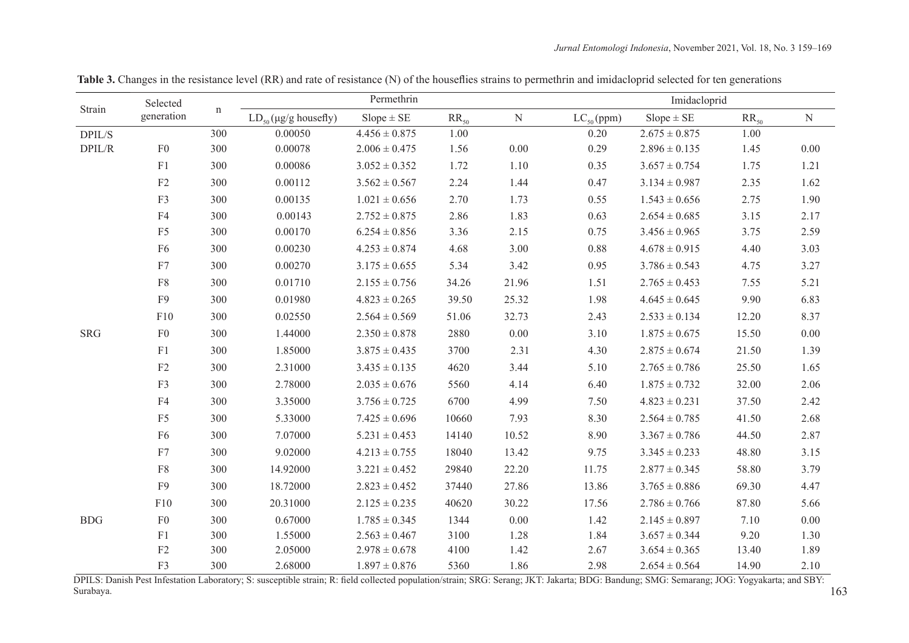**Table 3.** Changes in the resistance level (RR) and rate of resistance (N) of the houseflies strains to permethrin and imidacloprid selected for ten generations

| Strain | Selected generation | n | Permethrin | | | | Imidacloprid | | | |
|---|---|---|---|---|---|---|---|---|---|---|
| | | | $LD_{50}$ (µg/g housefly) | Slope ± SE | $RR_{50}$ | N | $LC_{50}$ (ppm) | Slope ± SE | $RR_{50}$ | N |
| DPIL/S | | 300 | 0.00050 | 4.456 ± 0.875 | 1.00 | | 0.20 | 2.675 ± 0.875 | 1.00 | |
| DPIL/R | F0 | 300 | 0.00078 | 2.006 ± 0.475 | 1.56 | 0.00 | 0.29 | 2.896 ± 0.135 | 1.45 | 0.00 |
| | F1 | 300 | 0.00086 | 3.052 ± 0.352 | 1.72 | 1.10 | 0.35 | 3.657 ± 0.754 | 1.75 | 1.21 |
| | F2 | 300 | 0.00112 | 3.562 ± 0.567 | 2.24 | 1.44 | 0.47 | 3.134 ± 0.987 | 2.35 | 1.62 |
| | F3 | 300 | 0.00135 | 1.021 ± 0.656 | 2.70 | 1.73 | 0.55 | 1.543 ± 0.656 | 2.75 | 1.90 |
| | F4 | 300 | 0.00143 | 2.752 ± 0.875 | 2.86 | 1.83 | 0.63 | 2.654 ± 0.685 | 3.15 | 2.17 |
| | F5 | 300 | 0.00170 | 6.254 ± 0.856 | 3.36 | 2.15 | 0.75 | 3.456 ± 0.965 | 3.75 | 2.59 |
| | F6 | 300 | 0.00230 | 4.253 ± 0.874 | 4.68 | 3.00 | 0.88 | 4.678 ± 0.915 | 4.40 | 3.03 |
| | F7 | 300 | 0.00270 | 3.175 ± 0.655 | 5.34 | 3.42 | 0.95 | 3.786 ± 0.543 | 4.75 | 3.27 |
| | F8 | 300 | 0.01710 | 2.155 ± 0.756 | 34.26 | 21.96 | 1.51 | 2.765 ± 0.453 | 7.55 | 5.21 |
| | F9 | 300 | 0.01980 | 4.823 ± 0.265 | 39.50 | 25.32 | 1.98 | 4.645 ± 0.645 | 9.90 | 6.83 |
| | F10 | 300 | 0.02550 | 2.564 ± 0.569 | 51.06 | 32.73 | 2.43 | 2.533 ± 0.134 | 12.20 | 8.37 |
| SRG | F0 | 300 | 1.44000 | 2.350 ± 0.878 | 2880 | 0.00 | 3.10 | 1.875 ± 0.675 | 15.50 | 0.00 |
| | F1 | 300 | 1.85000 | 3.875 ± 0.435 | 3700 | 2.31 | 4.30 | 2.875 ± 0.674 | 21.50 | 1.39 |
| | F2 | 300 | 2.31000 | 3.435 ± 0.135 | 4620 | 3.44 | 5.10 | 2.765 ± 0.786 | 25.50 | 1.65 |
| | F3 | 300 | 2.78000 | 2.035 ± 0.676 | 5560 | 4.14 | 6.40 | 1.875 ± 0.732 | 32.00 | 2.06 |
| | F4 | 300 | 3.35000 | 3.756 ± 0.725 | 6700 | 4.99 | 7.50 | 4.823 ± 0.231 | 37.50 | 2.42 |
| | F5 | 300 | 5.33000 | 7.425 ± 0.696 | 10660 | 7.93 | 8.30 | 2.564 ± 0.785 | 41.50 | 2.68 |
| | F6 | 300 | 7.07000 | 5.231 ± 0.453 | 14140 | 10.52 | 8.90 | 3.367 ± 0.786 | 44.50 | 2.87 |
| | F7 | 300 | 9.02000 | 4.213 ± 0.755 | 18040 | 13.42 | 9.75 | 3.345 ± 0.233 | 48.80 | 3.15 |
| | F8 | 300 | 14.92000 | 3.221 ± 0.452 | 29840 | 22.20 | 11.75 | 2.877 ± 0.345 | 58.80 | 3.79 |
| | F9 | 300 | 18.72000 | 2.823 ± 0.452 | 37440 | 27.86 | 13.86 | 3.765 ± 0.886 | 69.30 | 4.47 |
| | F10 | 300 | 20.31000 | 2.125 ± 0.235 | 40620 | 30.22 | 17.56 | 2.786 ± 0.766 | 87.80 | 5.66 |
| BDG | F0 | 300 | 0.67000 | 1.785 ± 0.345 | 1344 | 0.00 | 1.42 | 2.145 ± 0.897 | 7.10 | 0.00 |
| | F1 | 300 | 1.55000 | 2.563 ± 0.467 | 3100 | 1.28 | 1.84 | 3.657 ± 0.344 | 9.20 | 1.30 |
| | F2 | 300 | 2.05000 | 2.978 ± 0.678 | 4100 | 1.42 | 2.67 | 3.654 ± 0.365 | 13.40 | 1.89 |
| | F3 | 300 | 2.68000 | 1.897 ± 0.876 | 5360 | 1.86 | 2.98 | 2.654 ± 0.564 | 14.90 | 2.10 |

DPILS: Danish Pest Infestation Laboratory; S: susceptible strain; R: field collected population/strain; SRG: Serang; JKT: Jakarta; BDG: Bandung; SMG: Semarang; JOG: Yogyakarta; and SBY: Surabaya.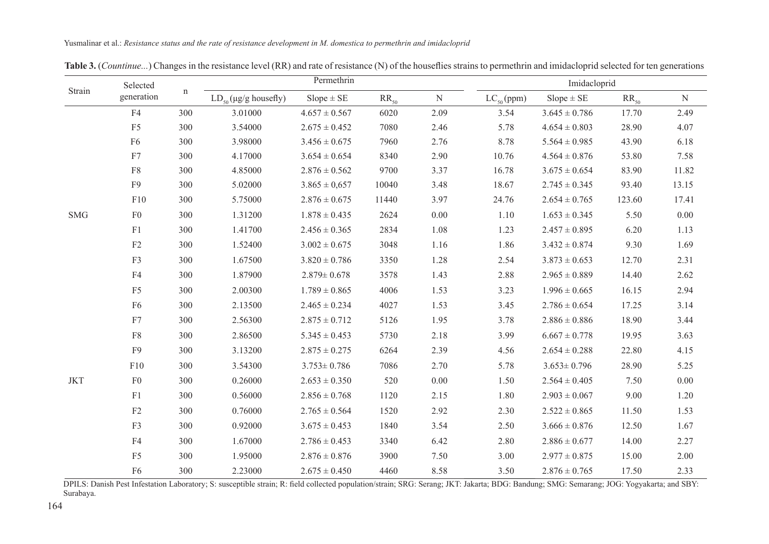**Table 3.** (*Countinue...*) Changes in the resistance level (RR) and rate of resistance (N) of the houseflies strains to permethrin and imidacloprid selected for ten generations

| Strain | Selected generation | n | Permethrin | | | | Imidacloprid | | | |
|---|---|---|---|---|---|---|---|---|---|---|
| | | | $LD_{50}$ (μg/g housefly) | Slope ± SE | $RR_{50}$ | N | $LC_{50}$ (ppm) | Slope ± SE | $RR_{50}$ | N |
| | F4 | 300 | 3.01000 | 4.657 ± 0.567 | 6020 | 2.09 | 3.54 | 3.645 ± 0.786 | 17.70 | 2.49 |
| | F5 | 300 | 3.54000 | 2.675 ± 0.452 | 7080 | 2.46 | 5.78 | 4.654 ± 0.803 | 28.90 | 4.07 |
| | F6 | 300 | 3.98000 | 3.456 ± 0.675 | 7960 | 2.76 | 8.78 | 5.564 ± 0.985 | 43.90 | 6.18 |
| | F7 | 300 | 4.17000 | 3.654 ± 0.654 | 8340 | 2.90 | 10.76 | 4.564 ± 0.876 | 53.80 | 7.58 |
| | F8 | 300 | 4.85000 | 2.876 ± 0.562 | 9700 | 3.37 | 16.78 | 3.675 ± 0.654 | 83.90 | 11.82 |
| | F9 | 300 | 5.02000 | 3.865 ± 0,657 | 10040 | 3.48 | 18.67 | 2.745 ± 0.345 | 93.40 | 13.15 |
| | F10 | 300 | 5.75000 | 2.876 ± 0.675 | 11440 | 3.97 | 24.76 | 2.654 ± 0.765 | 123.60 | 17.41 |
| SMG | F0 | 300 | 1.31200 | 1.878 ± 0.435 | 2624 | 0.00 | 1.10 | 1.653 ± 0.345 | 5.50 | 0.00 |
| | F1 | 300 | 1.41700 | 2.456 ± 0.365 | 2834 | 1.08 | 1.23 | 2.457 ± 0.895 | 6.20 | 1.13 |
| | F2 | 300 | 1.52400 | 3.002 ± 0.675 | 3048 | 1.16 | 1.86 | 3.432 ± 0.874 | 9.30 | 1.69 |
| | F3 | 300 | 1.67500 | 3.820 ± 0.786 | 3350 | 1.28 | 2.54 | 3.873 ± 0.653 | 12.70 | 2.31 |
| | F4 | 300 | 1.87900 | 2.879± 0.678 | 3578 | 1.43 | 2.88 | 2.965 ± 0.889 | 14.40 | 2.62 |
| | F5 | 300 | 2.00300 | 1.789 ± 0.865 | 4006 | 1.53 | 3.23 | 1.996 ± 0.665 | 16.15 | 2.94 |
| | F6 | 300 | 2.13500 | 2.465 ± 0.234 | 4027 | 1.53 | 3.45 | 2.786 ± 0.654 | 17.25 | 3.14 |
| | F7 | 300 | 2.56300 | 2.875 ± 0.712 | 5126 | 1.95 | 3.78 | 2.886 ± 0.886 | 18.90 | 3.44 |
| | F8 | 300 | 2.86500 | 5.345 ± 0.453 | 5730 | 2.18 | 3.99 | 6.667 ± 0.778 | 19.95 | 3.63 |
| | F9 | 300 | 3.13200 | 2.875 ± 0.275 | 6264 | 2.39 | 4.56 | 2.654 ± 0.288 | 22.80 | 4.15 |
| | F10 | 300 | 3.54300 | 3.753± 0.786 | 7086 | 2.70 | 5.78 | 3.653± 0.796 | 28.90 | 5.25 |
| JKT | F0 | 300 | 0.26000 | 2.653 ± 0.350 | 520 | 0.00 | 1.50 | 2.564 ± 0.405 | 7.50 | 0.00 |
| | F1 | 300 | 0.56000 | 2.856 ± 0.768 | 1120 | 2.15 | 1.80 | 2.903 ± 0.067 | 9.00 | 1.20 |
| | F2 | 300 | 0.76000 | 2.765 ± 0.564 | 1520 | 2.92 | 2.30 | 2.522 ± 0.865 | 11.50 | 1.53 |
| | F3 | 300 | 0.92000 | 3.675 ± 0.453 | 1840 | 3.54 | 2.50 | 3.666 ± 0.876 | 12.50 | 1.67 |
| | F4 | 300 | 1.67000 | 2.786 ± 0.453 | 3340 | 6.42 | 2.80 | 2.886 ± 0.677 | 14.00 | 2.27 |
| | F5 | 300 | 1.95000 | 2.876 ± 0.876 | 3900 | 7.50 | 3.00 | 2.977 ± 0.875 | 15.00 | 2.00 |
| | F6 | 300 | 2.23000 | 2.675 ± 0.450 | 4460 | 8.58 | 3.50 | 2.876 ± 0.765 | 17.50 | 2.33 |

DPILS: Danish Pest Infestation Laboratory; S: susceptible strain; R: field collected population/strain; SRG: Serang; JKT: Jakarta; BDG: Bandung; SMG: Semarang; JOG: Yogyakarta; and SBY: Surabaya.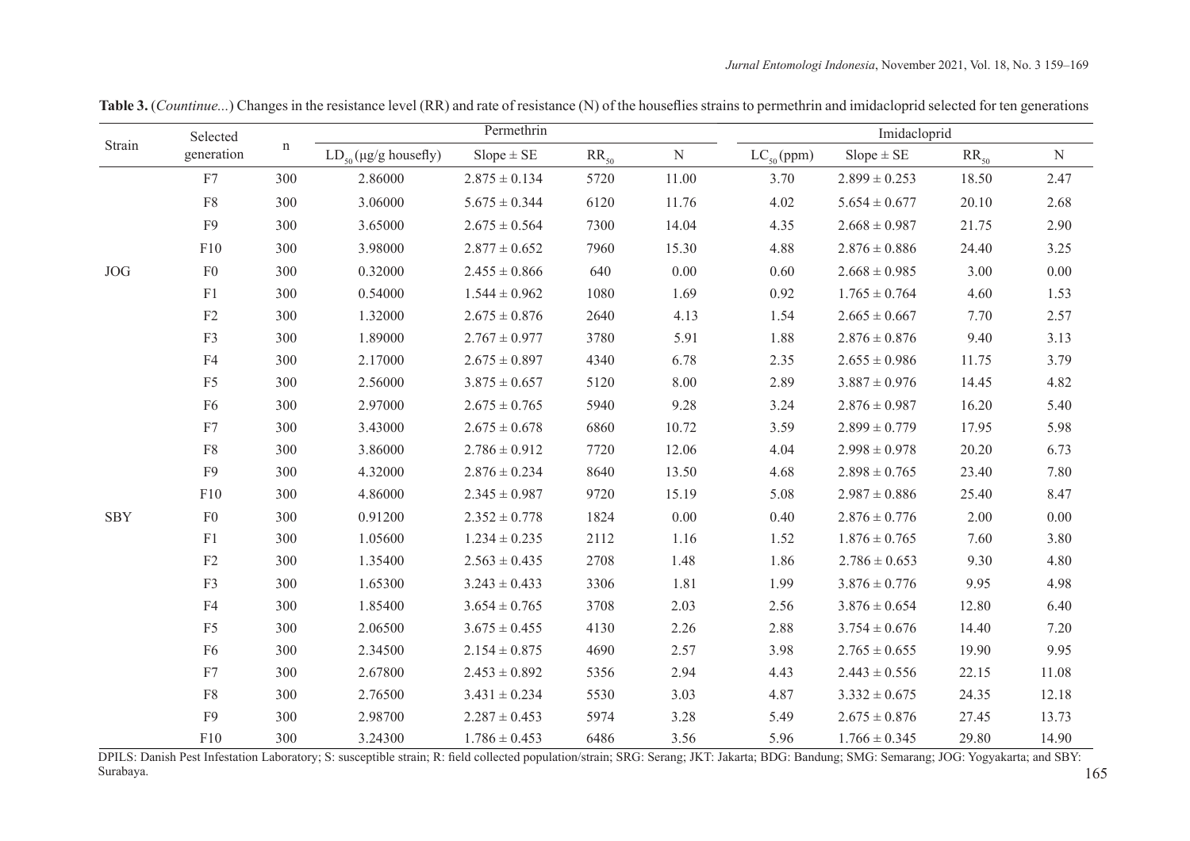**Table 3.** (*Countinue...*) Changes in the resistance level (RR) and rate of resistance (N) of the houseflies strains to permethrin and imidacloprid selected for ten generations

| Strain | Selected generation | n | Permethrin | | | | Imidacloprid | | | |
|---|---|---|---|---|---|---|---|---|---|---|
| | | | $LD_{50}$ (µg/g housefly) | Slope ± SE | $RR_{50}$ | N | $LC_{50}$ (ppm) | Slope ± SE | $RR_{50}$ | N |
| | F7 | 300 | 2.86000 | 2.875 ± 0.134 | 5720 | 11.00 | 3.70 | 2.899 ± 0.253 | 18.50 | 2.47 |
| | F8 | 300 | 3.06000 | 5.675 ± 0.344 | 6120 | 11.76 | 4.02 | 5.654 ± 0.677 | 20.10 | 2.68 |
| | F9 | 300 | 3.65000 | 2.675 ± 0.564 | 7300 | 14.04 | 4.35 | 2.668 ± 0.987 | 21.75 | 2.90 |
| | F10 | 300 | 3.98000 | 2.877 ± 0.652 | 7960 | 15.30 | 4.88 | 2.876 ± 0.886 | 24.40 | 3.25 |
| JOG | F0 | 300 | 0.32000 | 2.455 ± 0.866 | 640 | 0.00 | 0.60 | 2.668 ± 0.985 | 3.00 | 0.00 |
| | F1 | 300 | 0.54000 | 1.544 ± 0.962 | 1080 | 1.69 | 0.92 | 1.765 ± 0.764 | 4.60 | 1.53 |
| | F2 | 300 | 1.32000 | 2.675 ± 0.876 | 2640 | 4.13 | 1.54 | 2.665 ± 0.667 | 7.70 | 2.57 |
| | F3 | 300 | 1.89000 | 2.767 ± 0.977 | 3780 | 5.91 | 1.88 | 2.876 ± 0.876 | 9.40 | 3.13 |
| | F4 | 300 | 2.17000 | 2.675 ± 0.897 | 4340 | 6.78 | 2.35 | 2.655 ± 0.986 | 11.75 | 3.79 |
| | F5 | 300 | 2.56000 | 3.875 ± 0.657 | 5120 | 8.00 | 2.89 | 3.887 ± 0.976 | 14.45 | 4.82 |
| | F6 | 300 | 2.97000 | 2.675 ± 0.765 | 5940 | 9.28 | 3.24 | 2.876 ± 0.987 | 16.20 | 5.40 |
| | F7 | 300 | 3.43000 | 2.675 ± 0.678 | 6860 | 10.72 | 3.59 | 2.899 ± 0.779 | 17.95 | 5.98 |
| | F8 | 300 | 3.86000 | 2.786 ± 0.912 | 7720 | 12.06 | 4.04 | 2.998 ± 0.978 | 20.20 | 6.73 |
| | F9 | 300 | 4.32000 | 2.876 ± 0.234 | 8640 | 13.50 | 4.68 | 2.898 ± 0.765 | 23.40 | 7.80 |
| | F10 | 300 | 4.86000 | 2.345 ± 0.987 | 9720 | 15.19 | 5.08 | 2.987 ± 0.886 | 25.40 | 8.47 |
| SBY | F0 | 300 | 0.91200 | 2.352 ± 0.778 | 1824 | 0.00 | 0.40 | 2.876 ± 0.776 | 2.00 | 0.00 |
| | F1 | 300 | 1.05600 | 1.234 ± 0.235 | 2112 | 1.16 | 1.52 | 1.876 ± 0.765 | 7.60 | 3.80 |
| | F2 | 300 | 1.35400 | 2.563 ± 0.435 | 2708 | 1.48 | 1.86 | 2.786 ± 0.653 | 9.30 | 4.80 |
| | F3 | 300 | 1.65300 | 3.243 ± 0.433 | 3306 | 1.81 | 1.99 | 3.876 ± 0.776 | 9.95 | 4.98 |
| | F4 | 300 | 1.85400 | 3.654 ± 0.765 | 3708 | 2.03 | 2.56 | 3.876 ± 0.654 | 12.80 | 6.40 |
| | F5 | 300 | 2.06500 | 3.675 ± 0.455 | 4130 | 2.26 | 2.88 | 3.754 ± 0.676 | 14.40 | 7.20 |
| | F6 | 300 | 2.34500 | 2.154 ± 0.875 | 4690 | 2.57 | 3.98 | 2.765 ± 0.655 | 19.90 | 9.95 |
| | F7 | 300 | 2.67800 | 2.453 ± 0.892 | 5356 | 2.94 | 4.43 | 2.443 ± 0.556 | 22.15 | 11.08 |
| | F8 | 300 | 2.76500 | 3.431 ± 0.234 | 5530 | 3.03 | 4.87 | 3.332 ± 0.675 | 24.35 | 12.18 |
| | F9 | 300 | 2.98700 | 2.287 ± 0.453 | 5974 | 3.28 | 5.49 | 2.675 ± 0.876 | 27.45 | 13.73 |
| | F10 | 300 | 3.24300 | 1.786 ± 0.453 | 6486 | 3.56 | 5.96 | 1.766 ± 0.345 | 29.80 | 14.90 |

DPILS: Danish Pest Infestation Laboratory; S: susceptible strain; R: field collected population/strain; SRG: Serang; JKT: Jakarta; BDG: Bandung; SMG: Semarang; JOG: Yogyakarta; and SBY: Surabaya.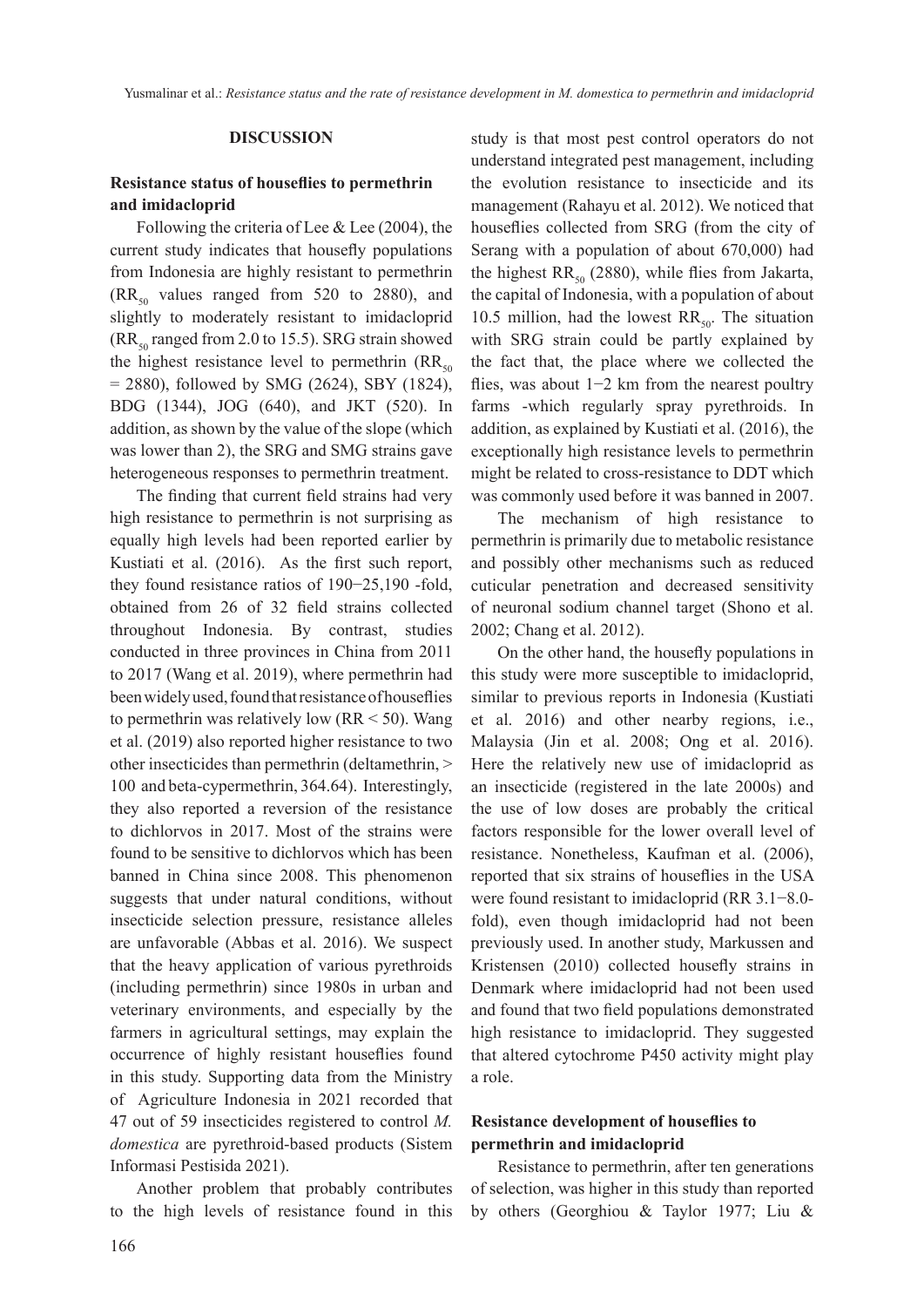## DISCUSSION

### Resistance status of houseflies to permethrin and imidacloprid

Following the criteria of Lee & Lee (2004), the current study indicates that housefly populations from Indonesia are highly resistant to permethrin ($RR_{50}$ values ranged from 520 to 2880), and slightly to moderately resistant to imidacloprid ($RR_{50}$ ranged from 2.0 to 15.5). SRG strain showed the highest resistance level to permethrin ($RR_{50}$ = 2880), followed by SMG (2624), SBY (1824), BDG (1344), JOG (640), and JKT (520). In addition, as shown by the value of the slope (which was lower than 2), the SRG and SMG strains gave heterogeneous responses to permethrin treatment.

The finding that current field strains had very high resistance to permethrin is not surprising as equally high levels had been reported earlier by Kustiati et al. (2016). As the first such report, they found resistance ratios of 190−25,190 -fold, obtained from 26 of 32 field strains collected throughout Indonesia. By contrast, studies conducted in three provinces in China from 2011 to 2017 (Wang et al. 2019), where permethrin had been widely used, found that resistance of houseflies to permethrin was relatively low (RR < 50). Wang et al. (2019) also reported higher resistance to two other insecticides than permethrin (deltamethrin, > 100 and beta-cypermethrin, 364.64). Interestingly, they also reported a reversion of the resistance to dichlorvos in 2017. Most of the strains were found to be sensitive to dichlorvos which has been banned in China since 2008. This phenomenon suggests that under natural conditions, without insecticide selection pressure, resistance alleles are unfavorable (Abbas et al. 2016). We suspect that the heavy application of various pyrethroids (including permethrin) since 1980s in urban and veterinary environments, and especially by the farmers in agricultural settings, may explain the occurrence of highly resistant houseflies found in this study. Supporting data from the Ministry of Agriculture Indonesia in 2021 recorded that 47 out of 59 insecticides registered to control *M. domestica* are pyrethroid-based products (Sistem Informasi Pestisida 2021).

Another problem that probably contributes to the high levels of resistance found in this study is that most pest control operators do not understand integrated pest management, including the evolution resistance to insecticide and its management (Rahayu et al. 2012). We noticed that houseflies collected from SRG (from the city of Serang with a population of about 670,000) had the highest $RR_{50}$ (2880), while flies from Jakarta, the capital of Indonesia, with a population of about 10.5 million, had the lowest $RR_{50}$. The situation with SRG strain could be partly explained by the fact that, the place where we collected the flies, was about 1−2 km from the nearest poultry farms -which regularly spray pyrethroids. In addition, as explained by Kustiati et al. (2016), the exceptionally high resistance levels to permethrin might be related to cross-resistance to DDT which was commonly used before it was banned in 2007.

The mechanism of high resistance to permethrin is primarily due to metabolic resistance and possibly other mechanisms such as reduced cuticular penetration and decreased sensitivity of neuronal sodium channel target (Shono et al. 2002; Chang et al. 2012).

On the other hand, the housefly populations in this study were more susceptible to imidacloprid, similar to previous reports in Indonesia (Kustiati et al. 2016) and other nearby regions, i.e., Malaysia (Jin et al. 2008; Ong et al. 2016). Here the relatively new use of imidacloprid as an insecticide (registered in the late 2000s) and the use of low doses are probably the critical factors responsible for the lower overall level of resistance. Nonetheless, Kaufman et al. (2006), reported that six strains of houseflies in the USA were found resistant to imidacloprid (RR 3.1−8.0-fold), even though imidacloprid had not been previously used. In another study, Markussen and Kristensen (2010) collected housefly strains in Denmark where imidacloprid had not been used and found that two field populations demonstrated high resistance to imidacloprid. They suggested that altered cytochrome P450 activity might play a role.

### Resistance development of houseflies to permethrin and imidacloprid

Resistance to permethrin, after ten generations of selection, was higher in this study than reported by others (Georghiou & Taylor 1977; Liu &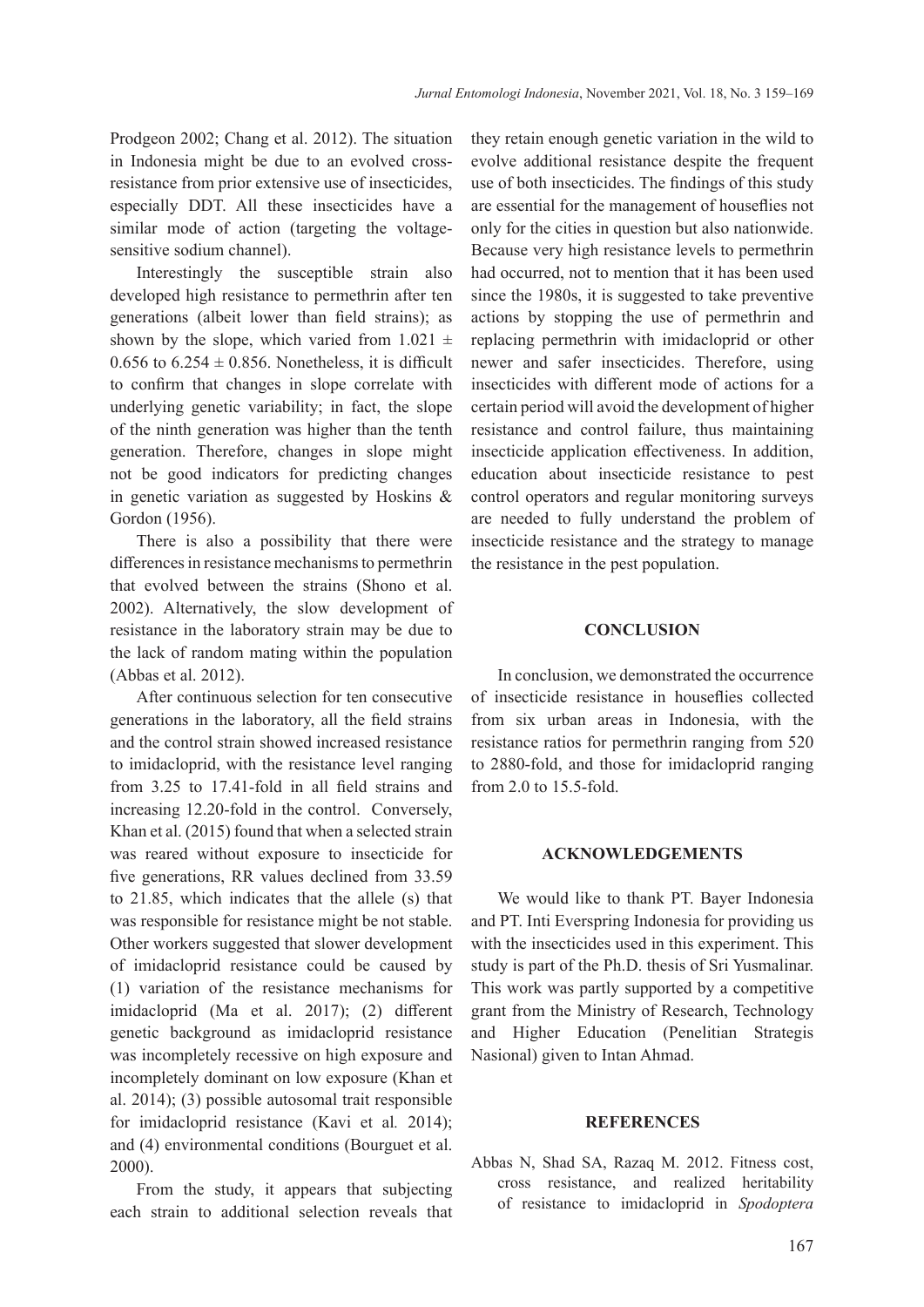Prodgeon 2002; Chang et al. 2012). The situation in Indonesia might be due to an evolved cross-resistance from prior extensive use of insecticides, especially DDT. All these insecticides have a similar mode of action (targeting the voltage-sensitive sodium channel).

Interestingly the susceptible strain also developed high resistance to permethrin after ten generations (albeit lower than field strains); as shown by the slope, which varied from $1.021 \pm 0.656$ to $6.254 \pm 0.856$. Nonetheless, it is difficult to confirm that changes in slope correlate with underlying genetic variability; in fact, the slope of the ninth generation was higher than the tenth generation. Therefore, changes in slope might not be good indicators for predicting changes in genetic variation as suggested by Hoskins & Gordon (1956).

There is also a possibility that there were differences in resistance mechanisms to permethrin that evolved between the strains (Shono et al. 2002). Alternatively, the slow development of resistance in the laboratory strain may be due to the lack of random mating within the population (Abbas et al. 2012).

After continuous selection for ten consecutive generations in the laboratory, all the field strains and the control strain showed increased resistance to imidacloprid, with the resistance level ranging from 3.25 to 17.41-fold in all field strains and increasing 12.20-fold in the control. Conversely, Khan et al. (2015) found that when a selected strain was reared without exposure to insecticide for five generations, RR values declined from 33.59 to 21.85, which indicates that the allele (s) that was responsible for resistance might be not stable. Other workers suggested that slower development of imidacloprid resistance could be caused by (1) variation of the resistance mechanisms for imidacloprid (Ma et al. 2017); (2) different genetic background as imidacloprid resistance was incompletely recessive on high exposure and incompletely dominant on low exposure (Khan et al. 2014); (3) possible autosomal trait responsible for imidacloprid resistance (Kavi et al*.* 2014); and (4) environmental conditions (Bourguet et al. 2000).

From the study, it appears that subjecting each strain to additional selection reveals that they retain enough genetic variation in the wild to evolve additional resistance despite the frequent use of both insecticides. The findings of this study are essential for the management of houseflies not only for the cities in question but also nationwide. Because very high resistance levels to permethrin had occurred, not to mention that it has been used since the 1980s, it is suggested to take preventive actions by stopping the use of permethrin and replacing permethrin with imidacloprid or other newer and safer insecticides. Therefore, using insecticides with different mode of actions for a certain period will avoid the development of higher resistance and control failure, thus maintaining insecticide application effectiveness. In addition, education about insecticide resistance to pest control operators and regular monitoring surveys are needed to fully understand the problem of insecticide resistance and the strategy to manage the resistance in the pest population.

## CONCLUSION

In conclusion, we demonstrated the occurrence of insecticide resistance in houseflies collected from six urban areas in Indonesia, with the resistance ratios for permethrin ranging from 520 to 2880-fold, and those for imidacloprid ranging from 2.0 to 15.5-fold.

## ACKNOWLEDGEMENTS

We would like to thank PT. Bayer Indonesia and PT. Inti Everspring Indonesia for providing us with the insecticides used in this experiment. This study is part of the Ph.D. thesis of Sri Yusmalinar. This work was partly supported by a competitive grant from the Ministry of Research, Technology and Higher Education (Penelitian Strategis Nasional) given to Intan Ahmad.

## REFERENCES

Abbas N, Shad SA, Razaq M. 2012. Fitness cost, cross resistance, and realized heritability of resistance to imidacloprid in *Spodoptera*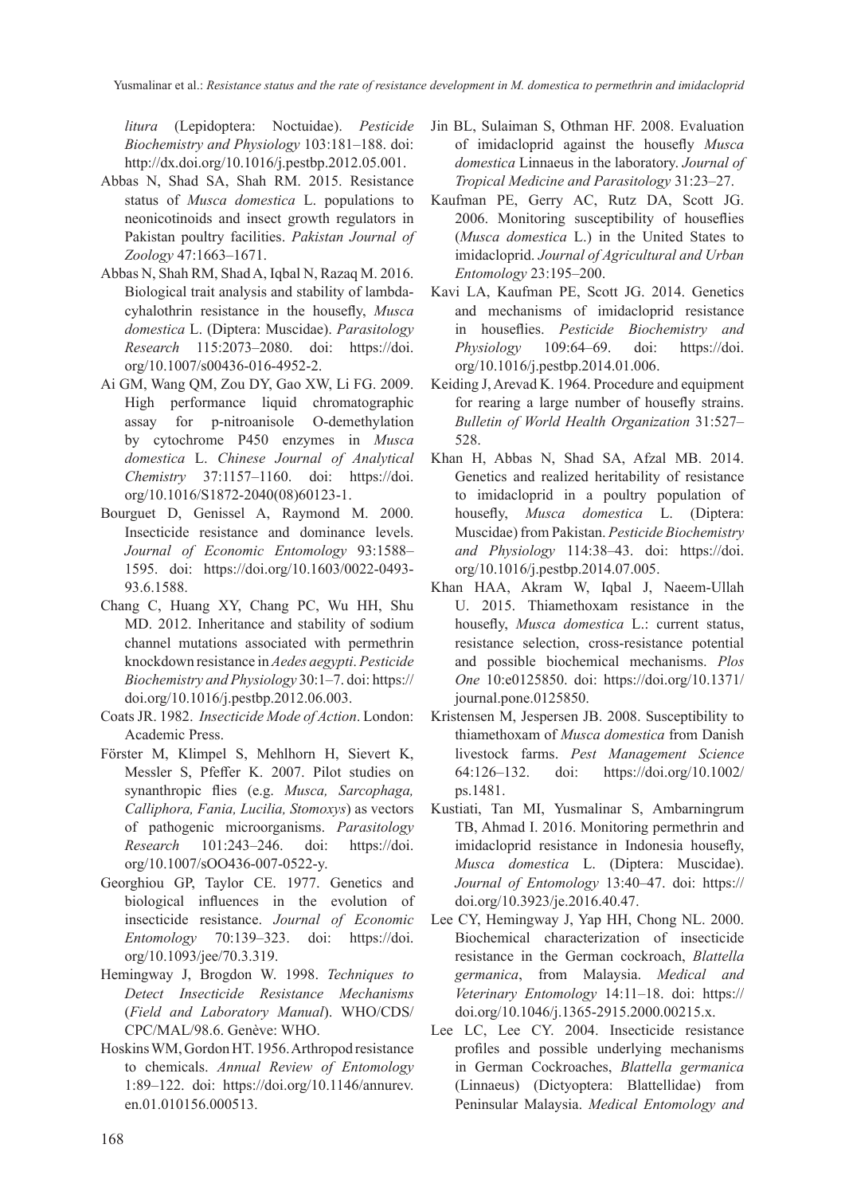*litura* (Lepidoptera: Noctuidae). *Pesticide Biochemistry and Physiology* 103:181–188. doi: http://dx.doi.org/10.1016/j.pestbp.2012.05.001.

Abbas N, Shad SA, Shah RM. 2015. Resistance status of *Musca domestica* L. populations to neonicotinoids and insect growth regulators in Pakistan poultry facilities. *Pakistan Journal of Zoology* 47:1663–1671.

Abbas N, Shah RM, Shad A, Iqbal N, Razaq M. 2016. Biological trait analysis and stability of lambda-cyhalothrin resistance in the housefly, *Musca domestica* L. (Diptera: Muscidae). *Parasitology Research* 115:2073–2080. doi: https://doi.org/10.1007/s00436-016-4952-2.

Ai GM, Wang QM, Zou DY, Gao XW, Li FG. 2009. High performance liquid chromatographic assay for p-nitroanisole O-demethylation by cytochrome P450 enzymes in *Musca domestica* L. *Chinese Journal of Analytical Chemistry* 37:1157–1160. doi: https://doi.org/10.1016/S1872-2040(08)60123-1.

Bourguet D, Genissel A, Raymond M. 2000. Insecticide resistance and dominance levels. *Journal of Economic Entomology* 93:1588–1595. doi: https://doi.org/10.1603/0022-0493-93.6.1588.

Chang C, Huang XY, Chang PC, Wu HH, Shu MD. 2012. Inheritance and stability of sodium channel mutations associated with permethrin knockdown resistance in *Aedes aegypti*. *Pesticide Biochemistry and Physiology* 30:1–7. doi: https://doi.org/10.1016/j.pestbp.2012.06.003.

Coats JR. 1982. *Insecticide Mode of Action*. London: Academic Press.

Förster M, Klimpel S, Mehlhorn H, Sievert K, Messler S, Pfeffer K. 2007. Pilot studies on synanthropic flies (e.g. *Musca, Sarcophaga, Calliphora, Fania, Lucilia, Stomoxys*) as vectors of pathogenic microorganisms. *Parasitology Research* 101:243–246. doi: https://doi.org/10.1007/sOO436-007-0522-y.

Georghiou GP, Taylor CE. 1977. Genetics and biological influences in the evolution of insecticide resistance. *Journal of Economic Entomology* 70:139–323. doi: https://doi.org/10.1093/jee/70.3.319.

Hemingway J, Brogdon W. 1998. *Techniques to Detect Insecticide Resistance Mechanisms* (*Field and Laboratory Manual*). WHO/CDS/CPC/MAL/98.6. Genève: WHO.

Hoskins WM, Gordon HT. 1956. Arthropod resistance to chemicals. *Annual Review of Entomology* 1:89–122. doi: https://doi.org/10.1146/annurev.en.01.010156.000513.

Jin BL, Sulaiman S, Othman HF. 2008. Evaluation of imidacloprid against the housefly *Musca domestica* Linnaeus in the laboratory. *Journal of Tropical Medicine and Parasitology* 31:23–27.

Kaufman PE, Gerry AC, Rutz DA, Scott JG. 2006. Monitoring susceptibility of houseflies (*Musca domestica* L.) in the United States to imidacloprid. *Journal of Agricultural and Urban Entomology* 23:195–200.

Kavi LA, Kaufman PE, Scott JG. 2014. Genetics and mechanisms of imidacloprid resistance in houseflies. *Pesticide Biochemistry and Physiology* 109:64–69. doi: https://doi.org/10.1016/j.pestbp.2014.01.006.

Keiding J, Arevad K. 1964. Procedure and equipment for rearing a large number of housefly strains. *Bulletin of World Health Organization* 31:527–528.

Khan H, Abbas N, Shad SA, Afzal MB. 2014. Genetics and realized heritability of resistance to imidacloprid in a poultry population of housefly, *Musca domestica* L. (Diptera: Muscidae) from Pakistan. *Pesticide Biochemistry and Physiology* 114:38–43. doi: https://doi.org/10.1016/j.pestbp.2014.07.005.

Khan HAA, Akram W, Iqbal J, Naeem-Ullah U. 2015. Thiamethoxam resistance in the housefly, *Musca domestica* L.: current status, resistance selection, cross-resistance potential and possible biochemical mechanisms. *Plos One* 10:e0125850. doi: https://doi.org/10.1371/journal.pone.0125850.

Kristensen M, Jespersen JB. 2008. Susceptibility to thiamethoxam of *Musca domestica* from Danish livestock farms. *Pest Management Science* 64:126–132. doi: https://doi.org/10.1002/ps.1481.

Kustiati, Tan MI, Yusmalinar S, Ambarningrum TB, Ahmad I. 2016. Monitoring permethrin and imidacloprid resistance in Indonesia housefly, *Musca domestica* L. (Diptera: Muscidae). *Journal of Entomology* 13:40–47. doi: https://doi.org/10.3923/je.2016.40.47.

Lee CY, Hemingway J, Yap HH, Chong NL. 2000. Biochemical characterization of insecticide resistance in the German cockroach, *Blattella germanica*, from Malaysia. *Medical and Veterinary Entomology* 14:11–18. doi: https://doi.org/10.1046/j.1365-2915.2000.00215.x.

Lee LC, Lee CY. 2004. Insecticide resistance profiles and possible underlying mechanisms in German Cockroaches, *Blattella germanica* (Linnaeus) (Dictyoptera: Blattellidae) from Peninsular Malaysia. *Medical Entomology and*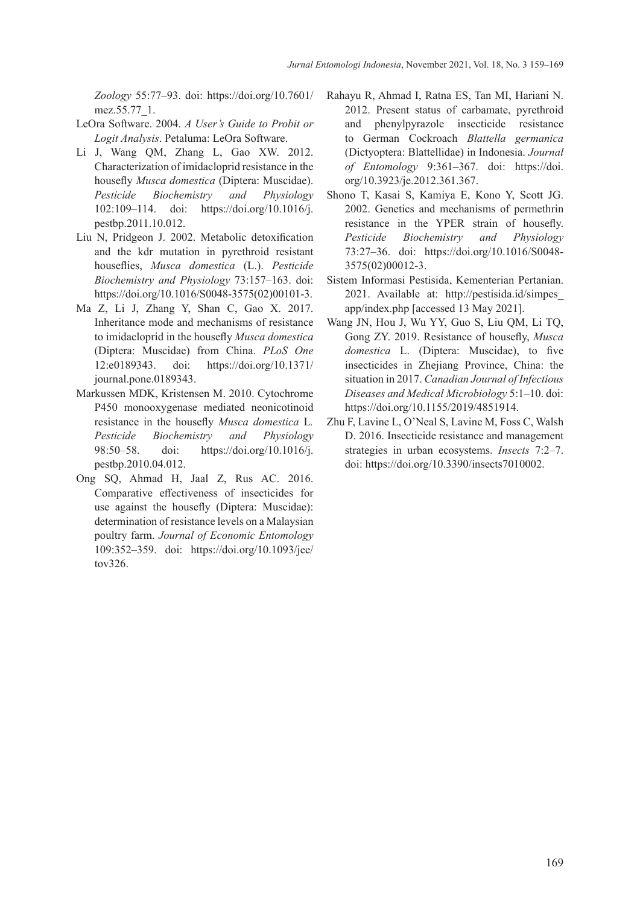*Zoology* 55:77–93. doi: https://doi.org/10.7601/mez.55.77_1.

LeOra Software. 2004. *A User's Guide to Probit or Logit Analysis*. Petaluma: LeOra Software.

Li J, Wang QM, Zhang L, Gao XW. 2012. Characterization of imidacloprid resistance in the housefly *Musca domestica* (Diptera: Muscidae). *Pesticide Biochemistry and Physiology* 102:109–114. doi: https://doi.org/10.1016/j.pestbp.2011.10.012.

Liu N, Pridgeon J. 2002. Metabolic detoxification and the kdr mutation in pyrethroid resistant houseflies, *Musca domestica* (L.). *Pesticide Biochemistry and Physiology* 73:157–163. doi: https://doi.org/10.1016/S0048-3575(02)00101-3.

Ma Z, Li J, Zhang Y, Shan C, Gao X. 2017. Inheritance mode and mechanisms of resistance to imidacloprid in the housefly *Musca domestica* (Diptera: Muscidae) from China. *PLoS One* 12:e0189343. doi: https://doi.org/10.1371/journal.pone.0189343.

Markussen MDK, Kristensen M. 2010. Cytochrome P450 monooxygenase mediated neonicotinoid resistance in the housefly *Musca domestica* L. *Pesticide Biochemistry and Physiology* 98:50–58. doi: https://doi.org/10.1016/j.pestbp.2010.04.012.

Ong SQ, Ahmad H, Jaal Z, Rus AC. 2016. Comparative effectiveness of insecticides for use against the housefly (Diptera: Muscidae): determination of resistance levels on a Malaysian poultry farm. *Journal of Economic Entomology* 109:352–359. doi: https://doi.org/10.1093/jee/tov326.

Rahayu R, Ahmad I, Ratna ES, Tan MI, Hariani N. 2012. Present status of carbamate, pyrethroid and phenylpyrazole insecticide resistance to German Cockroach *Blattella germanica* (Dictyoptera: Blattellidae) in Indonesia. *Journal of Entomology* 9:361–367. doi: https://doi.org/10.3923/je.2012.361.367.

Shono T, Kasai S, Kamiya E, Kono Y, Scott JG. 2002. Genetics and mechanisms of permethrin resistance in the YPER strain of housefly. *Pesticide Biochemistry and Physiology* 73:27–36. doi: https://doi.org/10.1016/S0048-3575(02)00012-3.

Sistem Informasi Pestisida, Kementerian Pertanian. 2021. Available at: http://pestisida.id/simpes_app/index.php [accessed 13 May 2021].

Wang JN, Hou J, Wu YY, Guo S, Liu QM, Li TQ, Gong ZY. 2019. Resistance of housefly, *Musca domestica* L. (Diptera: Muscidae), to five insecticides in Zhejiang Province, China: the situation in 2017. *Canadian Journal of Infectious Diseases and Medical Microbiology* 5:1–10. doi: https://doi.org/10.1155/2019/4851914.

Zhu F, Lavine L, O'Neal S, Lavine M, Foss C, Walsh D. 2016. Insecticide resistance and management strategies in urban ecosystems. *Insects* 7:2–7. doi: https://doi.org/10.3390/insects7010002.